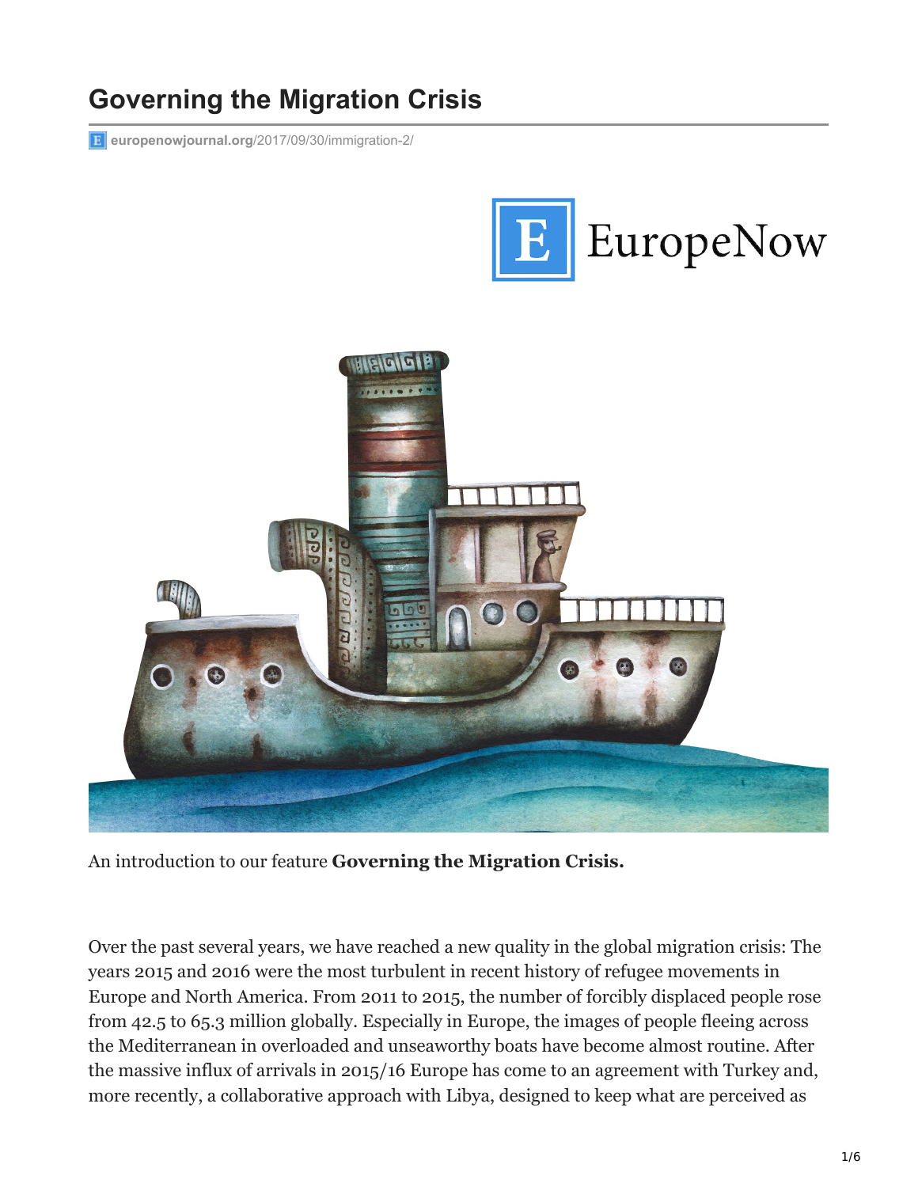# Governing the Migration Crisis

europenowjournal.org/2017/09/30/immigration-2/

An introduction to our feature **Governing the Migration Crisis.**

Over the past several years, we have reached a new quality in the global migration crisis: The years 2015 and 2016 were the most turbulent in recent history of refugee movements in Europe and North America. From 2011 to 2015, the number of forcibly displaced people rose from 42.5 to 65.3 million globally. Especially in Europe, the images of people fleeing across the Mediterranean in overloaded and unseaworthy boats have become almost routine. After the massive influx of arrivals in 2015/16 Europe has come to an agreement with Turkey and, more recently, a collaborative approach with Libya, designed to keep what are perceived as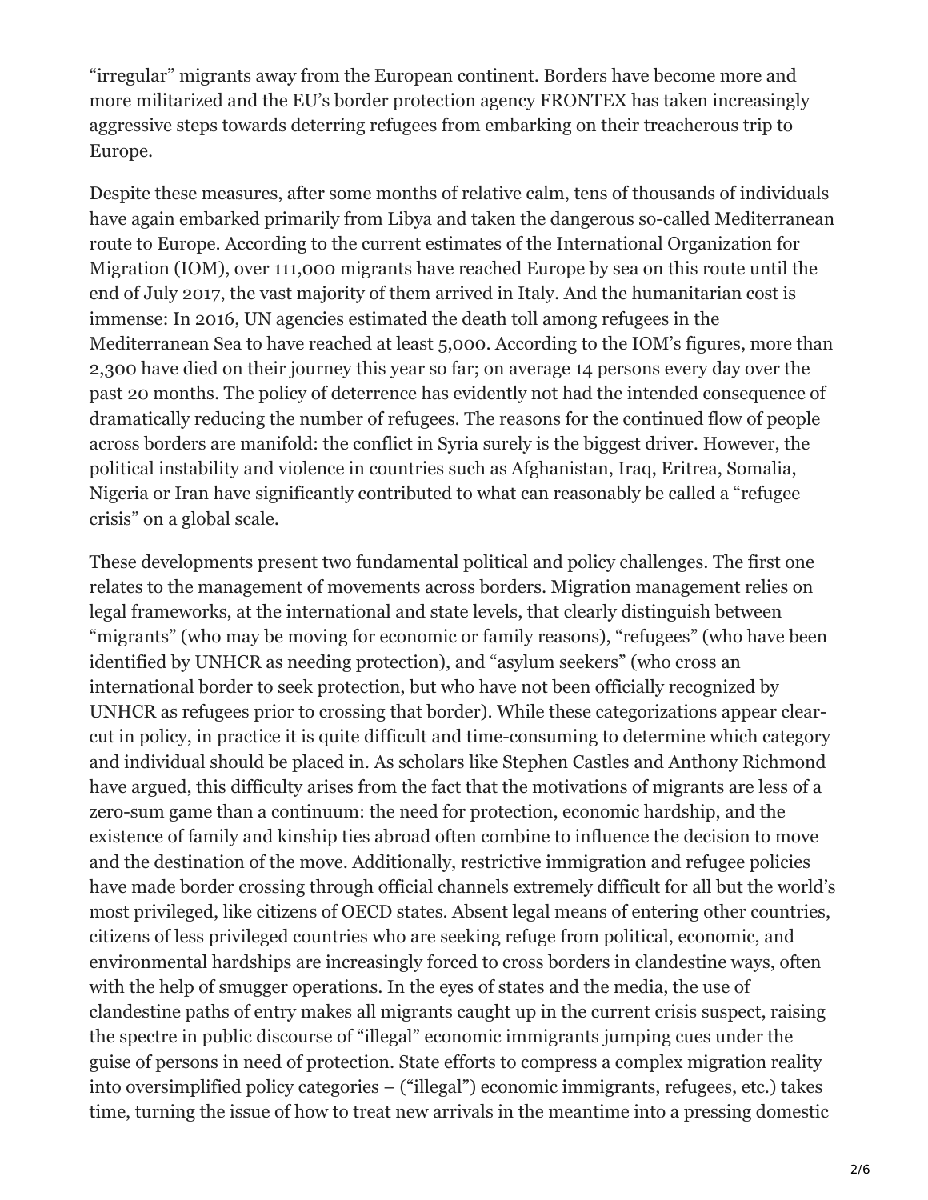"irregular" migrants away from the European continent. Borders have become more and more militarized and the EU's border protection agency FRONTEX has taken increasingly aggressive steps towards deterring refugees from embarking on their treacherous trip to Europe.

Despite these measures, after some months of relative calm, tens of thousands of individuals have again embarked primarily from Libya and taken the dangerous so-called Mediterranean route to Europe. According to the current estimates of the International Organization for Migration (IOM), over 111,000 migrants have reached Europe by sea on this route until the end of July 2017, the vast majority of them arrived in Italy. And the humanitarian cost is immense: In 2016, UN agencies estimated the death toll among refugees in the Mediterranean Sea to have reached at least 5,000. According to the IOM's figures, more than 2,300 have died on their journey this year so far; on average 14 persons every day over the past 20 months. The policy of deterrence has evidently not had the intended consequence of dramatically reducing the number of refugees. The reasons for the continued flow of people across borders are manifold: the conflict in Syria surely is the biggest driver. However, the political instability and violence in countries such as Afghanistan, Iraq, Eritrea, Somalia, Nigeria or Iran have significantly contributed to what can reasonably be called a "refugee crisis" on a global scale.

These developments present two fundamental political and policy challenges. The first one relates to the management of movements across borders. Migration management relies on legal frameworks, at the international and state levels, that clearly distinguish between "migrants" (who may be moving for economic or family reasons), "refugees" (who have been identified by UNHCR as needing protection), and "asylum seekers" (who cross an international border to seek protection, but who have not been officially recognized by UNHCR as refugees prior to crossing that border). While these categorizations appear clear-cut in policy, in practice it is quite difficult and time-consuming to determine which category and individual should be placed in. As scholars like Stephen Castles and Anthony Richmond have argued, this difficulty arises from the fact that the motivations of migrants are less of a zero-sum game than a continuum: the need for protection, economic hardship, and the existence of family and kinship ties abroad often combine to influence the decision to move and the destination of the move. Additionally, restrictive immigration and refugee policies have made border crossing through official channels extremely difficult for all but the world's most privileged, like citizens of OECD states. Absent legal means of entering other countries, citizens of less privileged countries who are seeking refuge from political, economic, and environmental hardships are increasingly forced to cross borders in clandestine ways, often with the help of smugger operations. In the eyes of states and the media, the use of clandestine paths of entry makes all migrants caught up in the current crisis suspect, raising the spectre in public discourse of "illegal" economic immigrants jumping cues under the guise of persons in need of protection. State efforts to compress a complex migration reality into oversimplified policy categories – ("illegal") economic immigrants, refugees, etc.) takes time, turning the issue of how to treat new arrivals in the meantime into a pressing domestic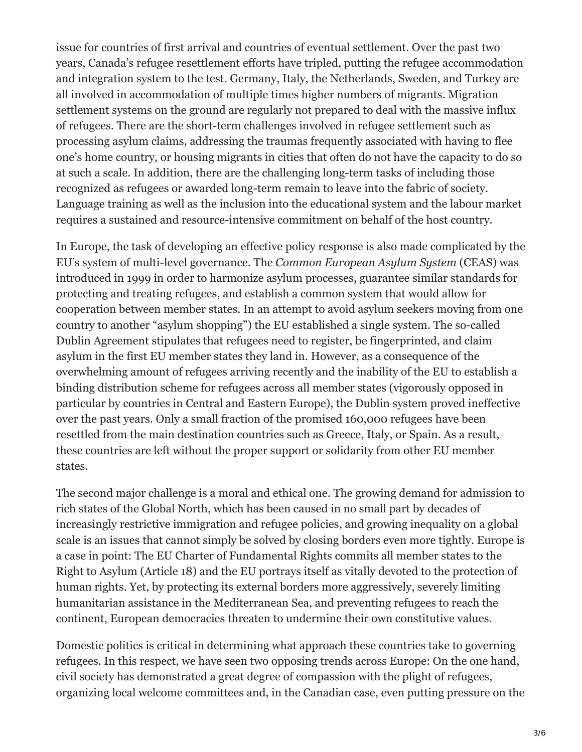issue for countries of first arrival and countries of eventual settlement. Over the past two years, Canada's refugee resettlement efforts have tripled, putting the refugee accommodation and integration system to the test. Germany, Italy, the Netherlands, Sweden, and Turkey are all involved in accommodation of multiple times higher numbers of migrants. Migration settlement systems on the ground are regularly not prepared to deal with the massive influx of refugees. There are the short-term challenges involved in refugee settlement such as processing asylum claims, addressing the traumas frequently associated with having to flee one's home country, or housing migrants in cities that often do not have the capacity to do so at such a scale. In addition, there are the challenging long-term tasks of including those recognized as refugees or awarded long-term remain to leave into the fabric of society. Language training as well as the inclusion into the educational system and the labour market requires a sustained and resource-intensive commitment on behalf of the host country.

In Europe, the task of developing an effective policy response is also made complicated by the EU's system of multi-level governance. The *Common European Asylum System* (CEAS) was introduced in 1999 in order to harmonize asylum processes, guarantee similar standards for protecting and treating refugees, and establish a common system that would allow for cooperation between member states. In an attempt to avoid asylum seekers moving from one country to another "asylum shopping") the EU established a single system. The so-called Dublin Agreement stipulates that refugees need to register, be fingerprinted, and claim asylum in the first EU member states they land in. However, as a consequence of the overwhelming amount of refugees arriving recently and the inability of the EU to establish a binding distribution scheme for refugees across all member states (vigorously opposed in particular by countries in Central and Eastern Europe), the Dublin system proved ineffective over the past years. Only a small fraction of the promised 160,000 refugees have been resettled from the main destination countries such as Greece, Italy, or Spain. As a result, these countries are left without the proper support or solidarity from other EU member states.

The second major challenge is a moral and ethical one. The growing demand for admission to rich states of the Global North, which has been caused in no small part by decades of increasingly restrictive immigration and refugee policies, and growing inequality on a global scale is an issues that cannot simply be solved by closing borders even more tightly. Europe is a case in point: The EU Charter of Fundamental Rights commits all member states to the Right to Asylum (Article 18) and the EU portrays itself as vitally devoted to the protection of human rights. Yet, by protecting its external borders more aggressively, severely limiting humanitarian assistance in the Mediterranean Sea, and preventing refugees to reach the continent, European democracies threaten to undermine their own constitutive values.

Domestic politics is critical in determining what approach these countries take to governing refugees. In this respect, we have seen two opposing trends across Europe: On the one hand, civil society has demonstrated a great degree of compassion with the plight of refugees, organizing local welcome committees and, in the Canadian case, even putting pressure on the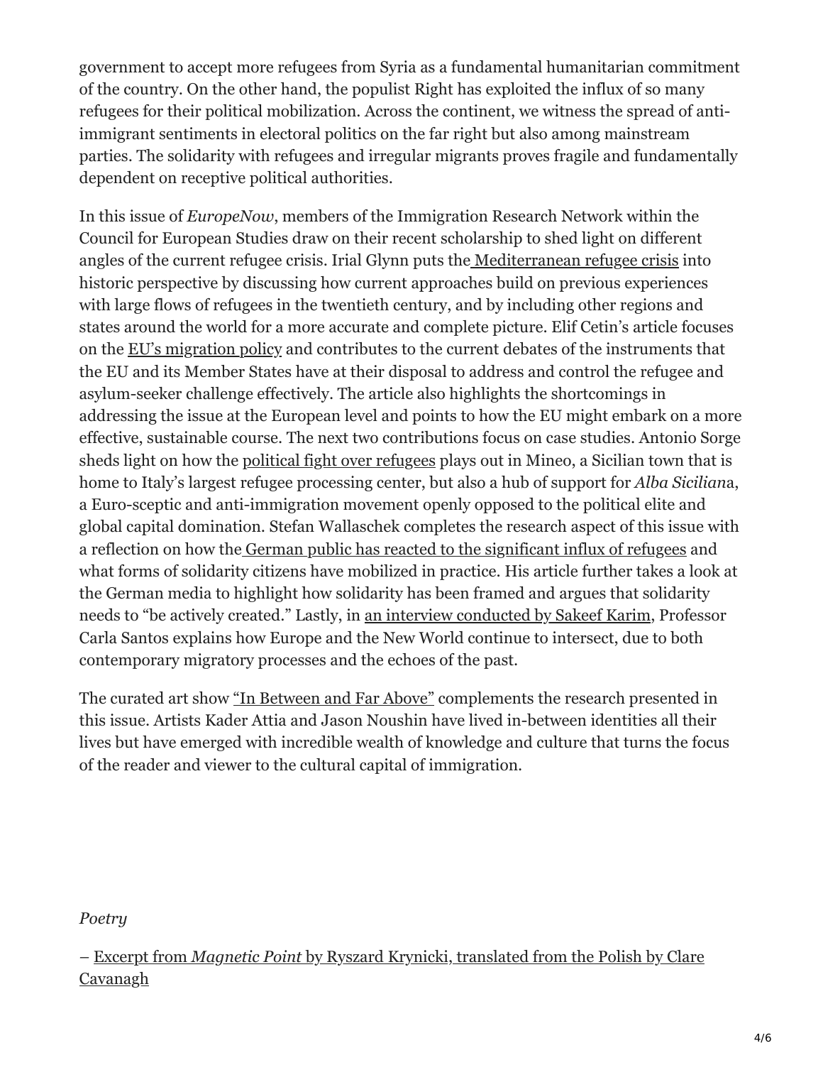government to accept more refugees from Syria as a fundamental humanitarian commitment of the country. On the other hand, the populist Right has exploited the influx of so many refugees for their political mobilization. Across the continent, we witness the spread of anti-immigrant sentiments in electoral politics on the far right but also among mainstream parties. The solidarity with refugees and irregular migrants proves fragile and fundamentally dependent on receptive political authorities.

In this issue of *EuropeNow*, members of the Immigration Research Network within the Council for European Studies draw on their recent scholarship to shed light on different angles of the current refugee crisis. Irial Glynn puts the Mediterranean refugee crisis into historic perspective by discussing how current approaches build on previous experiences with large flows of refugees in the twentieth century, and by including other regions and states around the world for a more accurate and complete picture. Elif Cetin's article focuses on the EU's migration policy and contributes to the current debates of the instruments that the EU and its Member States have at their disposal to address and control the refugee and asylum-seeker challenge effectively. The article also highlights the shortcomings in addressing the issue at the European level and points to how the EU might embark on a more effective, sustainable course. The next two contributions focus on case studies. Antonio Sorge sheds light on how the political fight over refugees plays out in Mineo, a Sicilian town that is home to Italy's largest refugee processing center, but also a hub of support for *Alba Sicilian*a, a Euro-sceptic and anti-immigration movement openly opposed to the political elite and global capital domination. Stefan Wallaschek completes the research aspect of this issue with a reflection on how the German public has reacted to the significant influx of refugees and what forms of solidarity citizens have mobilized in practice. His article further takes a look at the German media to highlight how solidarity has been framed and argues that solidarity needs to "be actively created." Lastly, in an interview conducted by Sakeef Karim, Professor Carla Santos explains how Europe and the New World continue to intersect, due to both contemporary migratory processes and the echoes of the past.

The curated art show "In Between and Far Above" complements the research presented in this issue. Artists Kader Attia and Jason Noushin have lived in-between identities all their lives but have emerged with incredible wealth of knowledge and culture that turns the focus of the reader and viewer to the cultural capital of immigration.

*Poetry*

– Excerpt from *Magnetic Point* by Ryszard Krynicki, translated from the Polish by Clare Cavanagh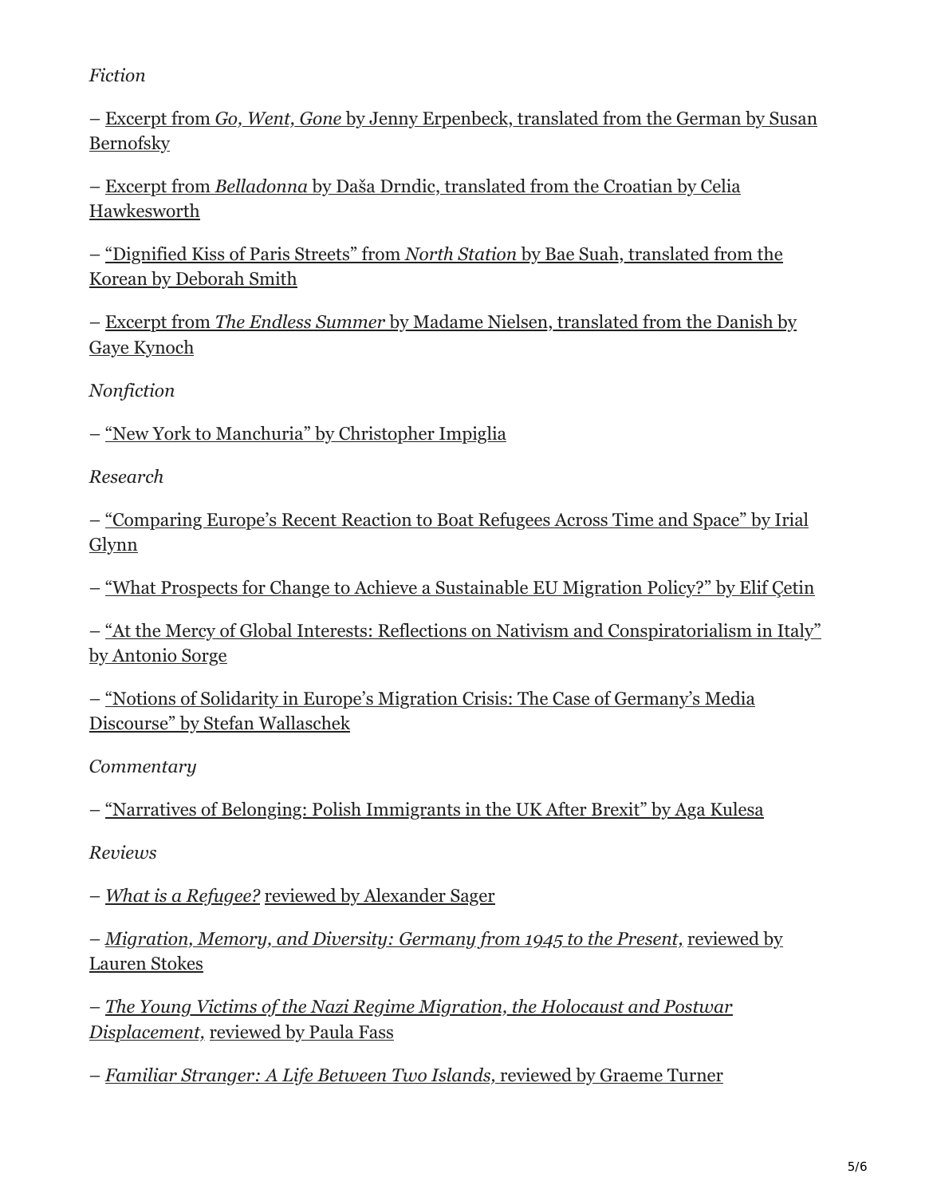*Fiction*

– Excerpt from *Go, Went, Gone* by Jenny Erpenbeck, translated from the German by Susan Bernofsky

– Excerpt from *Belladonna* by Daša Drndic, translated from the Croatian by Celia Hawkesworth

– "Dignified Kiss of Paris Streets" from *North Station* by Bae Suah, translated from the Korean by Deborah Smith

– Excerpt from *The Endless Summer* by Madame Nielsen, translated from the Danish by Gaye Kynoch

*Nonfiction*

– "New York to Manchuria" by Christopher Impiglia

*Research*

– "Comparing Europe's Recent Reaction to Boat Refugees Across Time and Space" by Irial Glynn

– "What Prospects for Change to Achieve a Sustainable EU Migration Policy?" by Elif Çetin

– "At the Mercy of Global Interests: Reflections on Nativism and Conspiratorialism in Italy" by Antonio Sorge

– "Notions of Solidarity in Europe's Migration Crisis: The Case of Germany's Media Discourse" by Stefan Wallaschek

*Commentary*

– "Narratives of Belonging: Polish Immigrants in the UK After Brexit" by Aga Kulesa

*Reviews*

– *What is a Refugee?* reviewed by Alexander Sager

– *Migration, Memory, and Diversity: Germany from 1945 to the Present,* reviewed by Lauren Stokes

– *The Young Victims of the Nazi Regime Migration, the Holocaust and Postwar Displacement,* reviewed by Paula Fass

– *Familiar Stranger: A Life Between Two Islands,* reviewed by Graeme Turner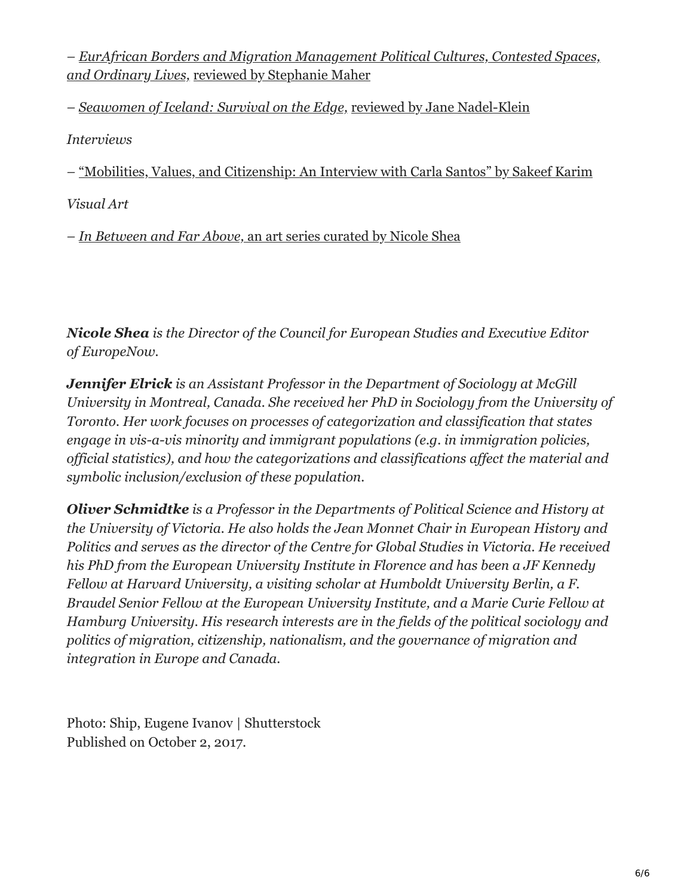– *EurAfrican Borders and Migration Management Political Cultures, Contested Spaces, and Ordinary Lives,* reviewed by Stephanie Maher

– *Seawomen of Iceland: Survival on the Edge,* reviewed by Jane Nadel-Klein

*Interviews*

– "Mobilities, Values, and Citizenship: An Interview with Carla Santos" by Sakeef Karim

*Visual Art*

– *In Between and Far Above,* an art series curated by Nicole Shea

***Nicole Shea*** *is the Director of the Council for European Studies and Executive Editor of EuropeNow.*

***Jennifer Elrick*** *is an Assistant Professor in the Department of Sociology at McGill University in Montreal, Canada. She received her PhD in Sociology from the University of Toronto. Her work focuses on processes of categorization and classification that states engage in vis-a-vis minority and immigrant populations (e.g. in immigration policies, official statistics), and how the categorizations and classifications affect the material and symbolic inclusion/exclusion of these population.*

***Oliver Schmidtke*** *is a Professor in the Departments of Political Science and History at the University of Victoria. He also holds the Jean Monnet Chair in European History and Politics and serves as the director of the Centre for Global Studies in Victoria. He received his PhD from the European University Institute in Florence and has been a JF Kennedy Fellow at Harvard University, a visiting scholar at Humboldt University Berlin, a F. Braudel Senior Fellow at the European University Institute, and a Marie Curie Fellow at Hamburg University. His research interests are in the fields of the political sociology and politics of migration, citizenship, nationalism, and the governance of migration and integration in Europe and Canada.*

Photo: Ship, Eugene Ivanov | Shutterstock
Published on October 2, 2017.